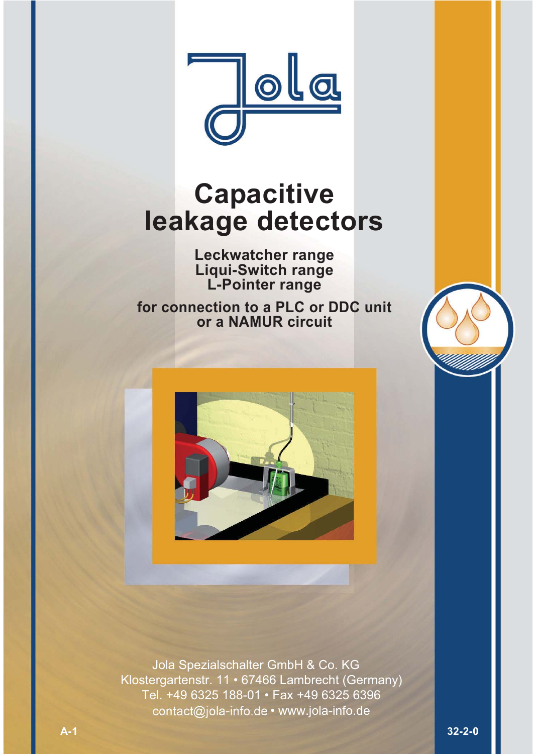# Capacitive leakage detectors

**Leckwatcher range**
**Liqui-Switch range**
**L-Pointer range**

**for connection to a PLC or DDC unit or a NAMUR circuit**

Jola Spezialschalter GmbH & Co. KG
Klostergartenstr. 11 • 67466 Lambrecht (Germany)
Tel. +49 6325 188-01 • Fax +49 6325 6396
contact@jola-info.de • www.jola-info.de

A-1

32-2-0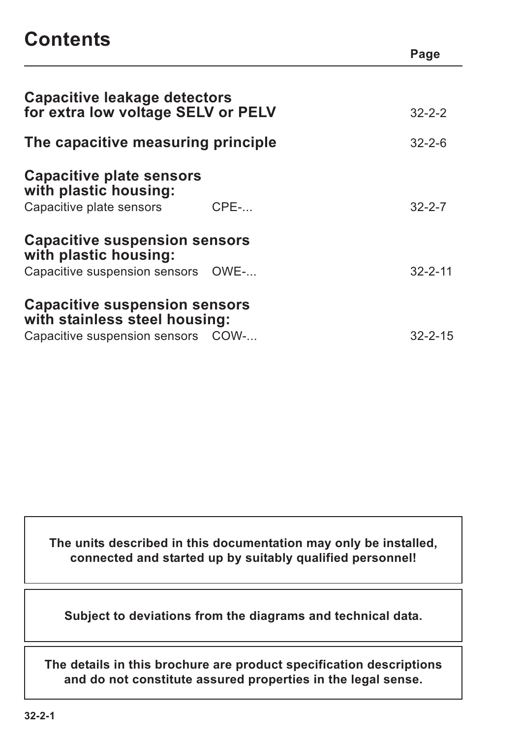# Contents

| | | Page |
|---|---|---|
| **Capacitive leakage detectors for extra low voltage SELV or PELV** | | 32-2-2 |
| **The capacitive measuring principle** | | 32-2-6 |
| **Capacitive plate sensors with plastic housing:** | | |
| Capacitive plate sensors | CPE-... | 32-2-7 |
| **Capacitive suspension sensors with plastic housing:** | | |
| Capacitive suspension sensors | OWE-... | 32-2-11 |
| **Capacitive suspension sensors with stainless steel housing:** | | |
| Capacitive suspension sensors | COW-... | 32-2-15 |

**The units described in this documentation may only be installed, connected and started up by suitably qualified personnel!**

**Subject to deviations from the diagrams and technical data.**

**The details in this brochure are product specification descriptions and do not constitute assured properties in the legal sense.**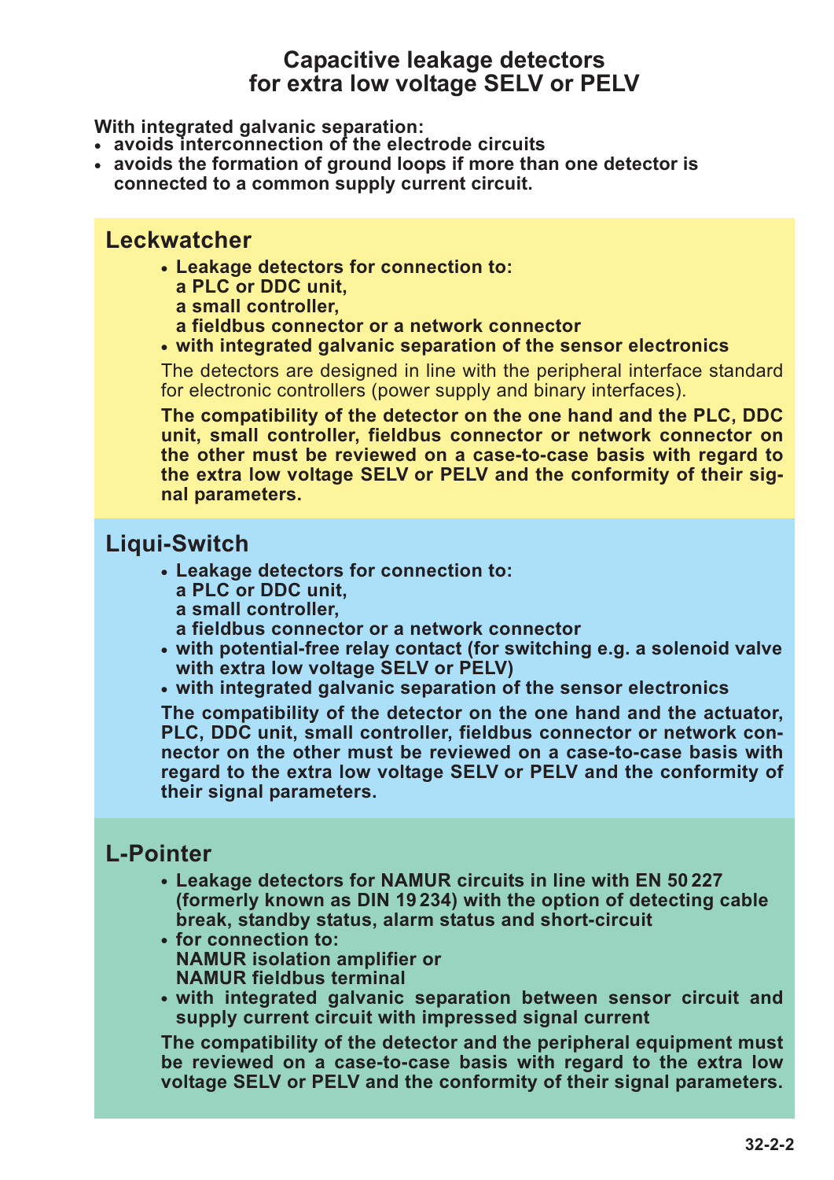# Capacitive leakage detectors for extra low voltage SELV or PELV

**With integrated galvanic separation:**

- **avoids interconnection of the electrode circuits**
- **avoids the formation of ground loops if more than one detector is connected to a common supply current circuit.**

## Leckwatcher

- **Leakage detectors for connection to:**
  **a PLC or DDC unit,**
  **a small controller,**
  **a fieldbus connector or a network connector**
- **with integrated galvanic separation of the sensor electronics**

The detectors are designed in line with the peripheral interface standard for electronic controllers (power supply and binary interfaces).

**The compatibility of the detector on the one hand and the PLC, DDC unit, small controller, fieldbus connector or network connector on the other must be reviewed on a case-to-case basis with regard to the extra low voltage SELV or PELV and the conformity of their signal parameters.**

## Liqui-Switch

- **Leakage detectors for connection to:**
  **a PLC or DDC unit,**
  **a small controller,**
  **a fieldbus connector or a network connector**
- **with potential-free relay contact (for switching e.g. a solenoid valve with extra low voltage SELV or PELV)**
- **with integrated galvanic separation of the sensor electronics**

**The compatibility of the detector on the one hand and the actuator, PLC, DDC unit, small controller, fieldbus connector or network connector on the other must be reviewed on a case-to-case basis with regard to the extra low voltage SELV or PELV and the conformity of their signal parameters.**

## L-Pointer

- **Leakage detectors for NAMUR circuits in line with EN 50 227 (formerly known as DIN 19 234) with the option of detecting cable break, standby status, alarm status and short-circuit**
- **for connection to:**
  **NAMUR isolation amplifier or**
  **NAMUR fieldbus terminal**
- **with integrated galvanic separation between sensor circuit and supply current circuit with impressed signal current**

**The compatibility of the detector and the peripheral equipment must be reviewed on a case-to-case basis with regard to the extra low voltage SELV or PELV and the conformity of their signal parameters.**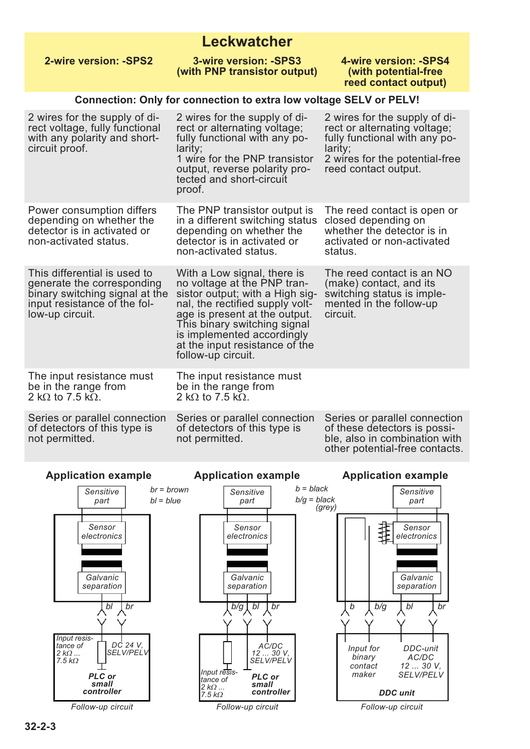# Leckwatcher

| 2-wire version: -SPS2 | 3-wire version: -SPS3 (with PNP transistor output) | 4-wire version: -SPS4 (with potential-free reed contact output) |
|---|---|---|

**Connection: Only for connection to extra low voltage SELV or PELV!**

| 2-wire version: -SPS2 | 3-wire version: -SPS3 (with PNP transistor output) | 4-wire version: -SPS4 (with potential-free reed contact output) |
|---|---|---|
| 2 wires for the supply of direct voltage, fully functional with any polarity and short-circuit proof. | 2 wires for the supply of direct or alternating voltage; fully functional with any polarity; 1 wire for the PNP transistor output, reverse polarity protected and short-circuit proof. | 2 wires for the supply of direct or alternating voltage; fully functional with any polarity; 2 wires for the potential-free reed contact output. |
| Power consumption differs depending on whether the detector is in activated or non-activated status. | The PNP transistor output is in a different switching status depending on whether the detector is in activated or non-activated status. | The reed contact is open or closed depending on whether the detector is in activated or non-activated status. |
| This differential is used to generate the corresponding binary switching signal at the input resistance of the follow-up circuit. | With a Low signal, there is no voltage at the PNP transistor output; with a High signal, the rectified supply voltage is present at the output. This binary switching signal is implemented accordingly at the input resistance of the follow-up circuit. | The reed contact is an NO (make) contact, and its switching status is implemented in the follow-up circuit. |
| The input resistance must be in the range from 2 kΩ to 7.5 kΩ. | The input resistance must be in the range from 2 kΩ to 7.5 kΩ. | |
| Series or parallel connection of detectors of this type is not permitted. | Series or parallel connection of detectors of this type is not permitted. | Series or parallel connection of these detectors is possible, also in combination with other potential-free contacts. |

**Application example** (2-wire version)

Sensitive part – Sensor electronics – Galvanic separation; bl, br

br = brown
bl = blue

Input resistance of 2 kΩ ... 7.5 kΩ; DC 24 V, SELV/PELV; PLC or small controller

Follow-up circuit

**Application example** (3-wire version)

Sensitive part – Sensor electronics – Galvanic separation; b/g, bl, br

b = black
b/g = black (grey)

Input resistance of 2 kΩ ... 7.5 kΩ; AC/DC 12 ... 30 V, SELV/PELV; PLC or small controller

Follow-up circuit

**Application example** (4-wire version)

Sensitive part – Sensor electronics – Galvanic separation; b, b/g, bl, br

Input for binary contact maker; DDC-unit AC/DC 12 ... 30 V, SELV/PELV; DDC unit

Follow-up circuit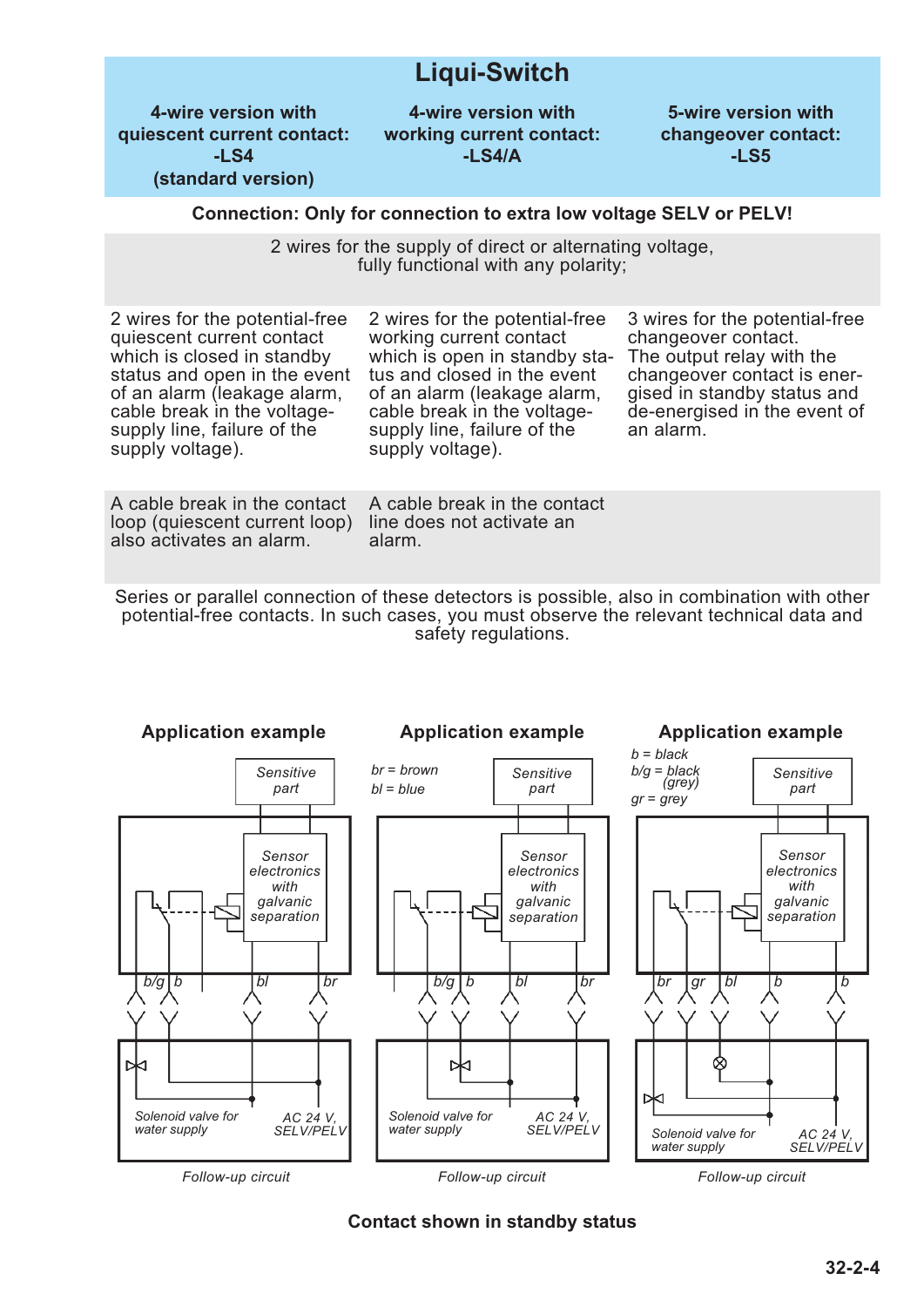# Liqui-Switch

| 4-wire version with quiescent current contact: -LS4 (standard version) | 4-wire version with working current contact: -LS4/A | 5-wire version with changeover contact: -LS5 |
|---|---|---|
| **Connection: Only for connection to extra low voltage SELV or PELV!** | | |
| 2 wires for the supply of direct or alternating voltage, fully functional with any polarity; | | |
| 2 wires for the potential-free quiescent current contact which is closed in standby status and open in the event of an alarm (leakage alarm, cable break in the voltage-supply line, failure of the supply voltage). | 2 wires for the potential-free working current contact which is open in standby status and closed in the event of an alarm (leakage alarm, cable break in the voltage-supply line, failure of the supply voltage). | 3 wires for the potential-free changeover contact. The output relay with the changeover contact is energised in standby status and de-energised in the event of an alarm. |
| A cable break in the contact loop (quiescent current loop) also activates an alarm. | A cable break in the contact line does not activate an alarm. | |

Series or parallel connection of these detectors is possible, also in combination with other potential-free contacts. In such cases, you must observe the relevant technical data and safety regulations.

### Application example

Sensitive part

Sensor electronics with galvanic separation

b/g b bl br

Solenoid valve for water supply

AC 24 V, SELV/PELV

Follow-up circuit

### Application example

br = brown
bl = blue

Sensitive part

Sensor electronics with galvanic separation

b/g b bl br

Solenoid valve for water supply

AC 24 V, SELV/PELV

Follow-up circuit

### Application example

b = black
b/g = black (grey)
gr = grey

Sensitive part

Sensor electronics with galvanic separation

br gr bl b b

Solenoid valve for water supply

AC 24 V, SELV/PELV

Follow-up circuit

**Contact shown in standby status**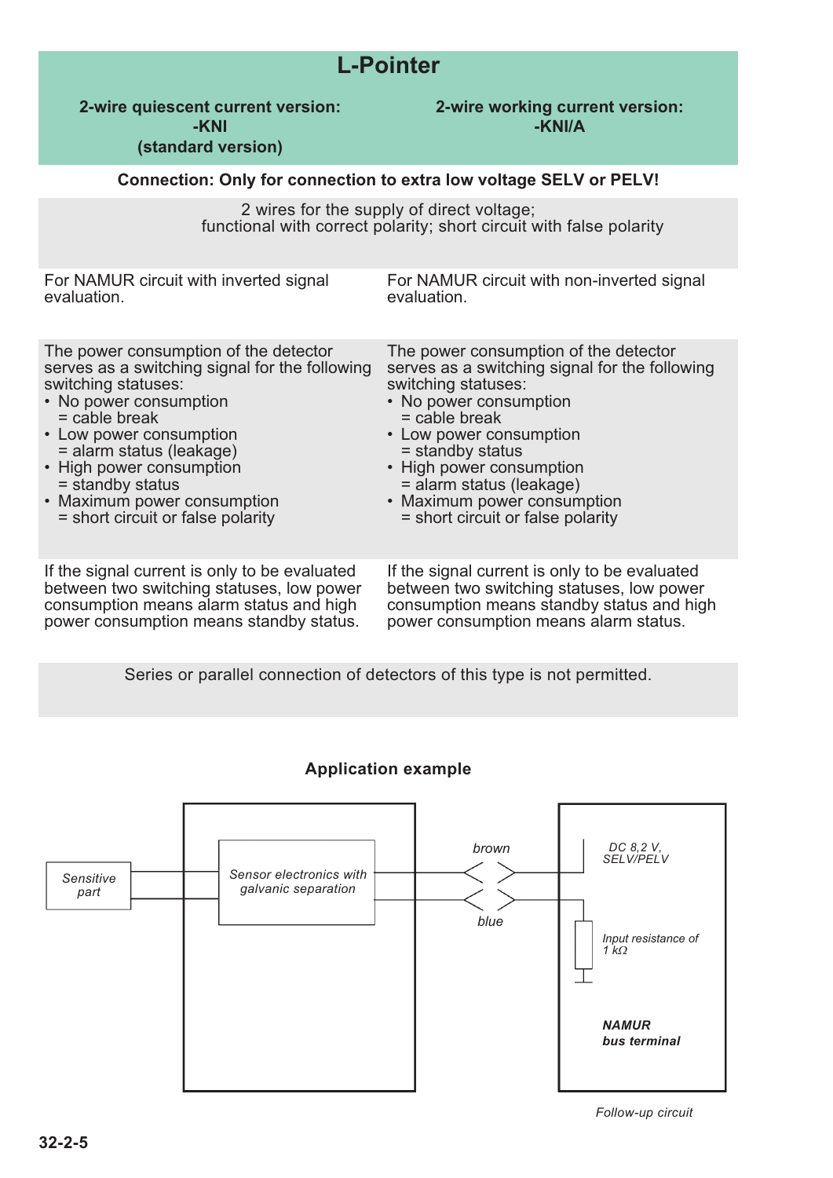# L-Pointer

| 2-wire quiescent current version: -KNI (standard version) | 2-wire working current version: -KNI/A |
|---|---|
| **Connection: Only for connection to extra low voltage SELV or PELV!** | |
| 2 wires for the supply of direct voltage; functional with correct polarity; short circuit with false polarity | |
| For NAMUR circuit with inverted signal evaluation. | For NAMUR circuit with non-inverted signal evaluation. |
| The power consumption of the detector serves as a switching signal for the following switching statuses:<br>• No power consumption = cable break<br>• Low power consumption = alarm status (leakage)<br>• High power consumption = standby status<br>• Maximum power consumption = short circuit or false polarity | The power consumption of the detector serves as a switching signal for the following switching statuses:<br>• No power consumption = cable break<br>• Low power consumption = standby status<br>• High power consumption = alarm status (leakage)<br>• Maximum power consumption = short circuit or false polarity |
| If the signal current is only to be evaluated between two switching statuses, low power consumption means alarm status and high power consumption means standby status. | If the signal current is only to be evaluated between two switching statuses, low power consumption means standby status and high power consumption means alarm status. |
| Series or parallel connection of detectors of this type is not permitted. | |

**Application example**

*Sensitive part* — *Sensor electronics with galvanic separation* — *brown* / *blue* — *DC 8,2 V, SELV/PELV* — *Input resistance of 1 kΩ* — ***NAMUR bus terminal***

*Follow-up circuit*

32-2-5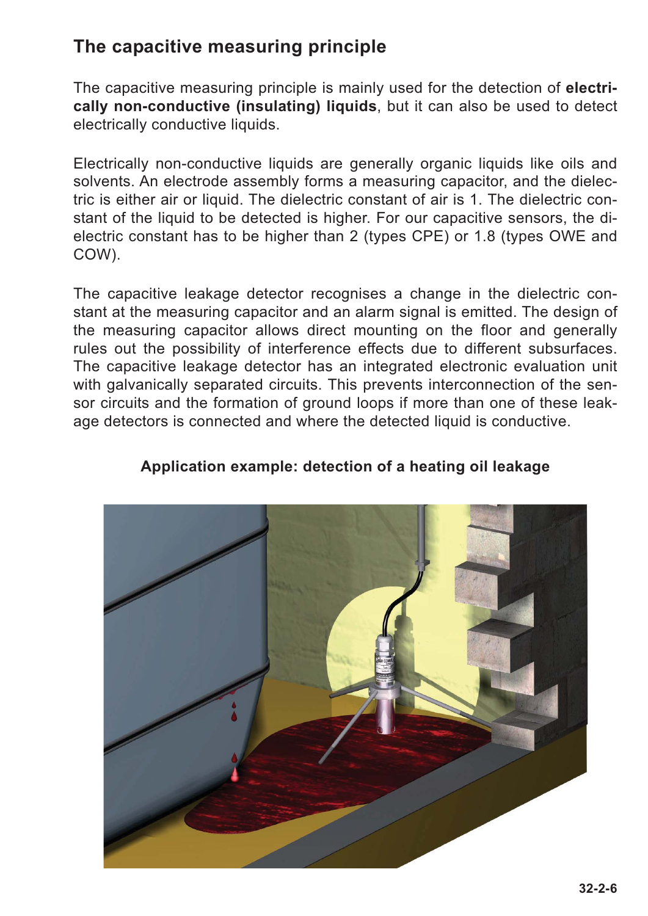## The capacitive measuring principle

The capacitive measuring principle is mainly used for the detection of **electrically non-conductive (insulating) liquids**, but it can also be used to detect electrically conductive liquids.

Electrically non-conductive liquids are generally organic liquids like oils and solvents. An electrode assembly forms a measuring capacitor, and the dielectric is either air or liquid. The dielectric constant of air is 1. The dielectric constant of the liquid to be detected is higher. For our capacitive sensors, the dielectric constant has to be higher than 2 (types CPE) or 1.8 (types OWE and COW).

The capacitive leakage detector recognises a change in the dielectric constant at the measuring capacitor and an alarm signal is emitted. The design of the measuring capacitor allows direct mounting on the floor and generally rules out the possibility of interference effects due to different subsurfaces. The capacitive leakage detector has an integrated electronic evaluation unit with galvanically separated circuits. This prevents interconnection of the sensor circuits and the formation of ground loops if more than one of these leakage detectors is connected and where the detected liquid is conductive.

**Application example: detection of a heating oil leakage**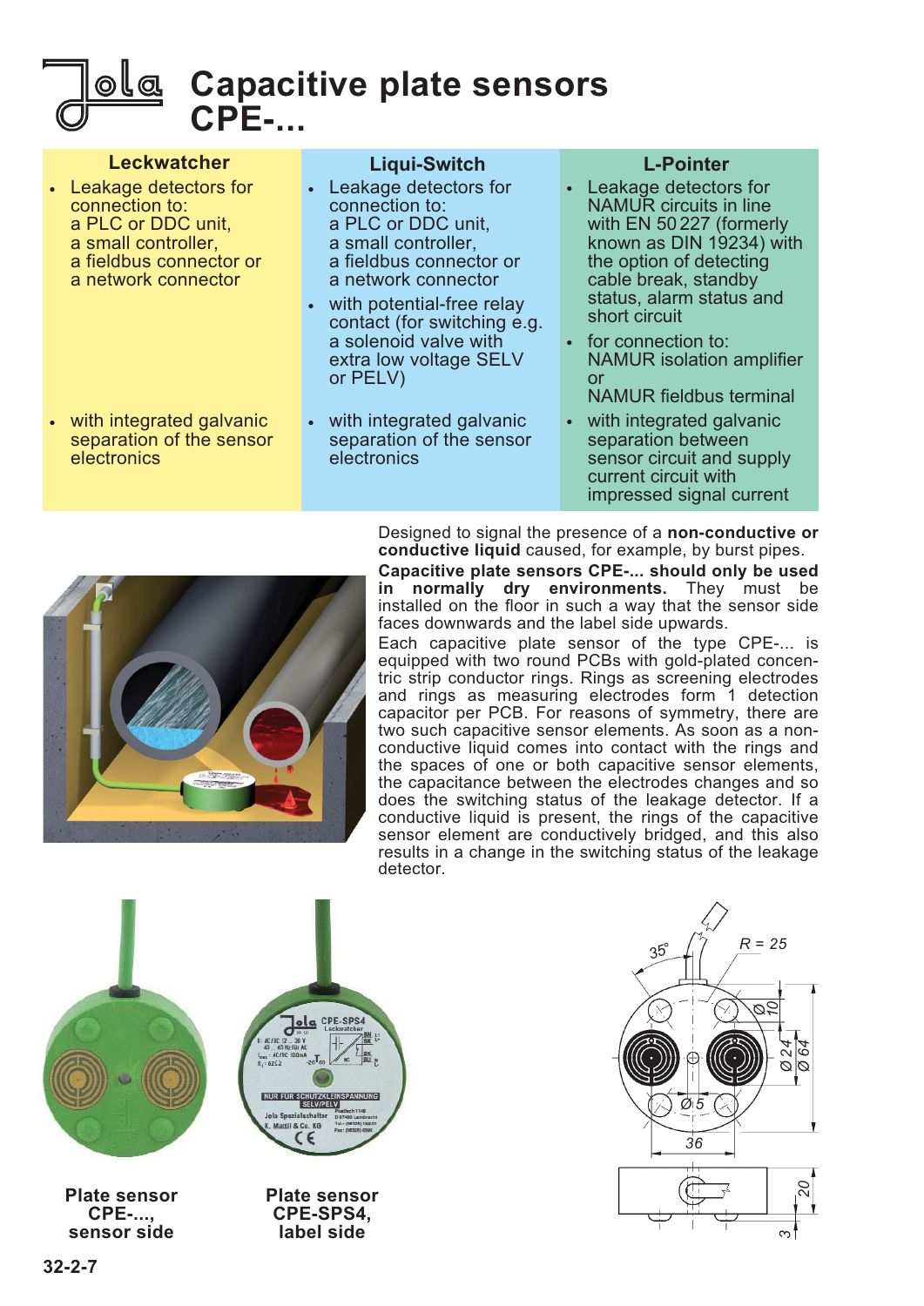# Capacitive plate sensors CPE-...

| Leckwatcher | Liqui-Switch | L-Pointer |
|---|---|---|
| • Leakage detectors for connection to: a PLC or DDC unit, a small controller, a fieldbus connector or a network connector | • Leakage detectors for connection to: a PLC or DDC unit, a small controller, a fieldbus connector or a network connector<br>• with potential-free relay contact (for switching e.g. a solenoid valve with extra low voltage SELV or PELV) | • Leakage detectors for NAMUR circuits in line with EN 50 227 (formerly known as DIN 19234) with the option of detecting cable break, standby status, alarm status and short circuit<br>• for connection to: NAMUR isolation amplifier or NAMUR fieldbus terminal |
| • with integrated galvanic separation of the sensor electronics | • with integrated galvanic separation of the sensor electronics | • with integrated galvanic separation between sensor circuit and supply current circuit with impressed signal current |

Designed to signal the presence of a **non-conductive or conductive liquid** caused, for example, by burst pipes.

**Capacitive plate sensors CPE-... should only be used in normally dry environments.** They must be installed on the floor in such a way that the sensor side faces downwards and the label side upwards.

Each capacitive plate sensor of the type CPE-... is equipped with two round PCBs with gold-plated concentric strip conductor rings. Rings as screening electrodes and rings as measuring electrodes form 1 detection capacitor per PCB. For reasons of symmetry, there are two such capacitive sensor elements. As soon as a non-conductive liquid comes into contact with the rings and the spaces of one or both capacitive sensor elements, the capacitance between the electrodes changes and so does the switching status of the leakage detector. If a conductive liquid is present, the rings of the capacitive sensor element are conductively bridged, and this also results in a change in the switching status of the leakage detector.

**Plate sensor CPE-..., sensor side**

**Plate sensor CPE-SPS4, label side**

35° R = 25 Ø 10 Ø 24 Ø 64 Ø 5 36 20 3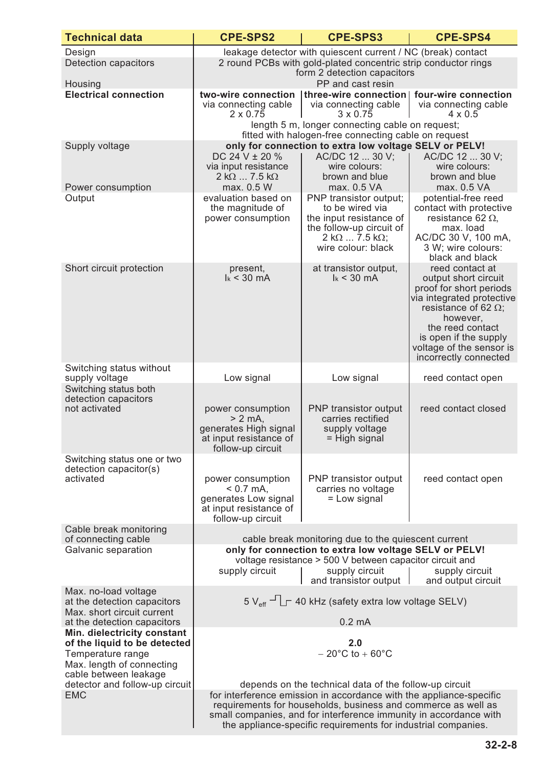| **Technical data** | **CPE-SPS2** | **CPE-SPS3** | **CPE-SPS4** |
|---|---|---|---|
| Design | leakage detector with quiescent current / NC (break) contact | | |
| Detection capacitors | 2 round PCBs with gold-plated concentric strip conductor rings form 2 detection capacitors | | |
| Housing | PP and cast resin | | |
| **Electrical connection** | **two-wire connection** via connecting cable 2 x 0.75 | **three-wire connection** via connecting cable 3 x 0.75 | **four-wire connection** via connecting cable 4 x 0.5 |
| | length 5 m, longer connecting cable on request; fitted with halogen-free connecting cable on request | | |
| Supply voltage | **only for connection to extra low voltage SELV or PELV!** | | |
| | DC 24 V ± 20 % via input resistance 2 kΩ ... 7.5 kΩ | AC/DC 12 ... 30 V; wire colours: brown and blue | AC/DC 12 ... 30 V; wire colours: brown and blue |
| Power consumption | max. 0.5 W | max. 0.5 VA | max. 0.5 VA |
| Output | evaluation based on the magnitude of power consumption | PNP transistor output; to be wired via the input resistance of the follow-up circuit of 2 kΩ ... 7.5 kΩ; wire colour: black | potential-free reed contact with protective resistance 62 Ω, max. load AC/DC 30 V, 100 mA, 3 W; wire colours: black and black |
| Short circuit protection | present, $I_k$ < 30 mA | at transistor output, $I_k$ < 30 mA | reed contact at output short circuit proof for short periods via integrated protective resistance of 62 Ω; however, the reed contact is open if the supply voltage of the sensor is incorrectly connected |
| Switching status without supply voltage | Low signal | Low signal | reed contact open |
| Switching status both detection capacitors not activated | power consumption > 2 mA, generates High signal at input resistance of follow-up circuit | PNP transistor output carries rectified supply voltage = High signal | reed contact closed |
| Switching status one or two detection capacitor(s) activated | power consumption < 0.7 mA, generates Low signal at input resistance of follow-up circuit | PNP transistor output carries no voltage = Low signal | reed contact open |
| Cable break monitoring of connecting cable | cable break monitoring due to the quiescent current | | |
| Galvanic separation | **only for connection to extra low voltage SELV or PELV!** voltage resistance > 500 V between capacitor circuit and | | |
| | supply circuit | supply circuit and transistor output | supply circuit and output circuit |
| Max. no-load voltage at the detection capacitors | $5\ V_{eff}$ 40 kHz (safety extra low voltage SELV) | | |
| Max. short circuit current at the detection capacitors | 0.2 mA | | |
| **Min. dielectricity constant of the liquid to be detected** | **2.0** | | |
| Temperature range | − 20°C to + 60°C | | |
| Max. length of connecting cable between leakage detector and follow-up circuit | depends on the technical data of the follow-up circuit | | |
| EMC | for interference emission in accordance with the appliance-specific requirements for households, business and commerce as well as small companies, and for interference immunity in accordance with the appliance-specific requirements for industrial companies. | | |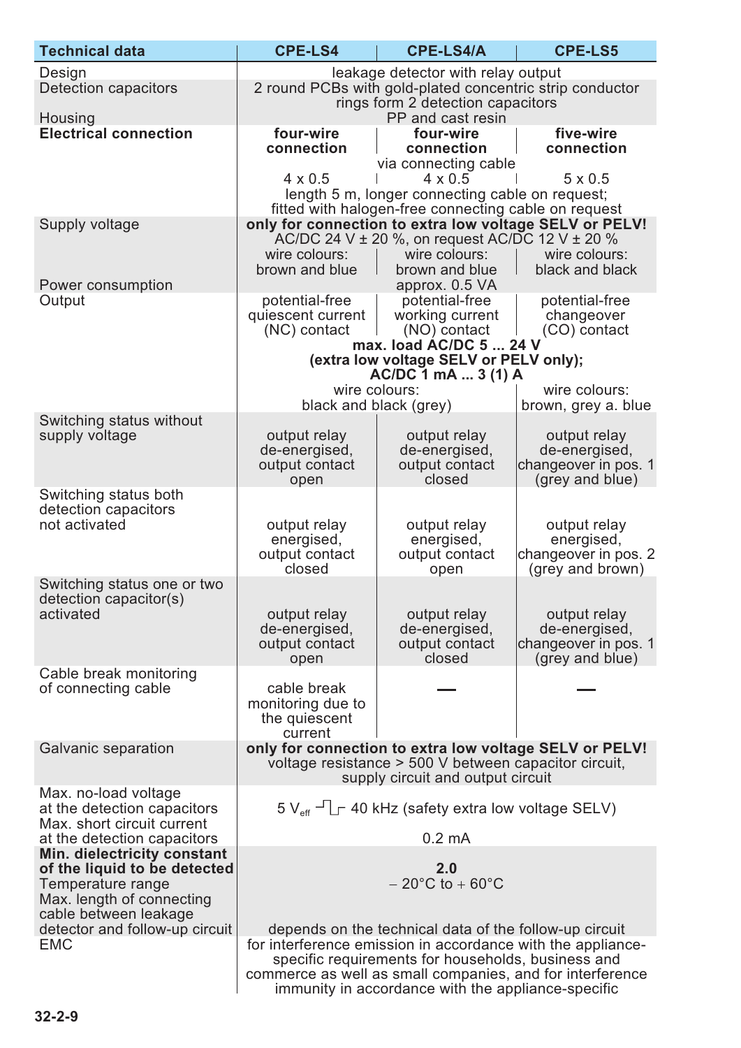| Technical data | CPE-LS4 | CPE-LS4/A | CPE-LS5 |
|---|---|---|---|
| Design | leakage detector with relay output | | |
| Detection capacitors | 2 round PCBs with gold-plated concentric strip conductor rings form 2 detection capacitors | | |
| Housing | PP and cast resin | | |
| **Electrical connection** | **four-wire connection** | **four-wire connection** | **five-wire connection** |
| | via connecting cable | | |
| | 4 x 0.5 | 4 x 0.5 | 5 x 0.5 |
| | length 5 m, longer connecting cable on request; fitted with halogen-free connecting cable on request | | |
| Supply voltage | **only for connection to extra low voltage SELV or PELV!** AC/DC 24 V ± 20 %, on request AC/DC 12 V ± 20 % | | |
| | wire colours: brown and blue | wire colours: brown and blue | wire colours: black and black |
| Power consumption | approx. 0.5 VA | | |
| Output | potential-free quiescent current (NC) contact | potential-free working current (NO) contact | potential-free changeover (CO) contact |
| | **max. load AC/DC 5 ... 24 V (extra low voltage SELV or PELV only); AC/DC 1 mA ... 3 (1) A** | | |
| | wire colours: black and black (grey) | | wire colours: brown, grey a. blue |
| Switching status without supply voltage | output relay de-energised, output contact open | output relay de-energised, output contact closed | output relay de-energised, changeover in pos. 1 (grey and blue) |
| Switching status both detection capacitors not activated | output relay energised, output contact closed | output relay energised, output contact open | output relay energised, changeover in pos. 2 (grey and brown) |
| Switching status one or two detection capacitor(s) activated | output relay de-energised, output contact open | output relay de-energised, output contact closed | output relay de-energised, changeover in pos. 1 (grey and blue) |
| Cable break monitoring of connecting cable | cable break monitoring due to the quiescent current | — | — |
| Galvanic separation | **only for connection to extra low voltage SELV or PELV!** voltage resistance > 500 V between capacitor circuit, supply circuit and output circuit | | |
| Max. no-load voltage at the detection capacitors | 5 $V_{eff}$ ⊓⊔ 40 kHz (safety extra low voltage SELV) | | |
| Max. short circuit current at the detection capacitors | 0.2 mA | | |
| **Min. dielectricity constant of the liquid to be detected** | **2.0** | | |
| Temperature range | − 20°C to + 60°C | | |
| Max. length of connecting cable between leakage detector and follow-up circuit | depends on the technical data of the follow-up circuit | | |
| EMC | for interference emission in accordance with the appliance-specific requirements for households, business and commerce as well as small companies, and for interference immunity in accordance with the appliance-specific | | |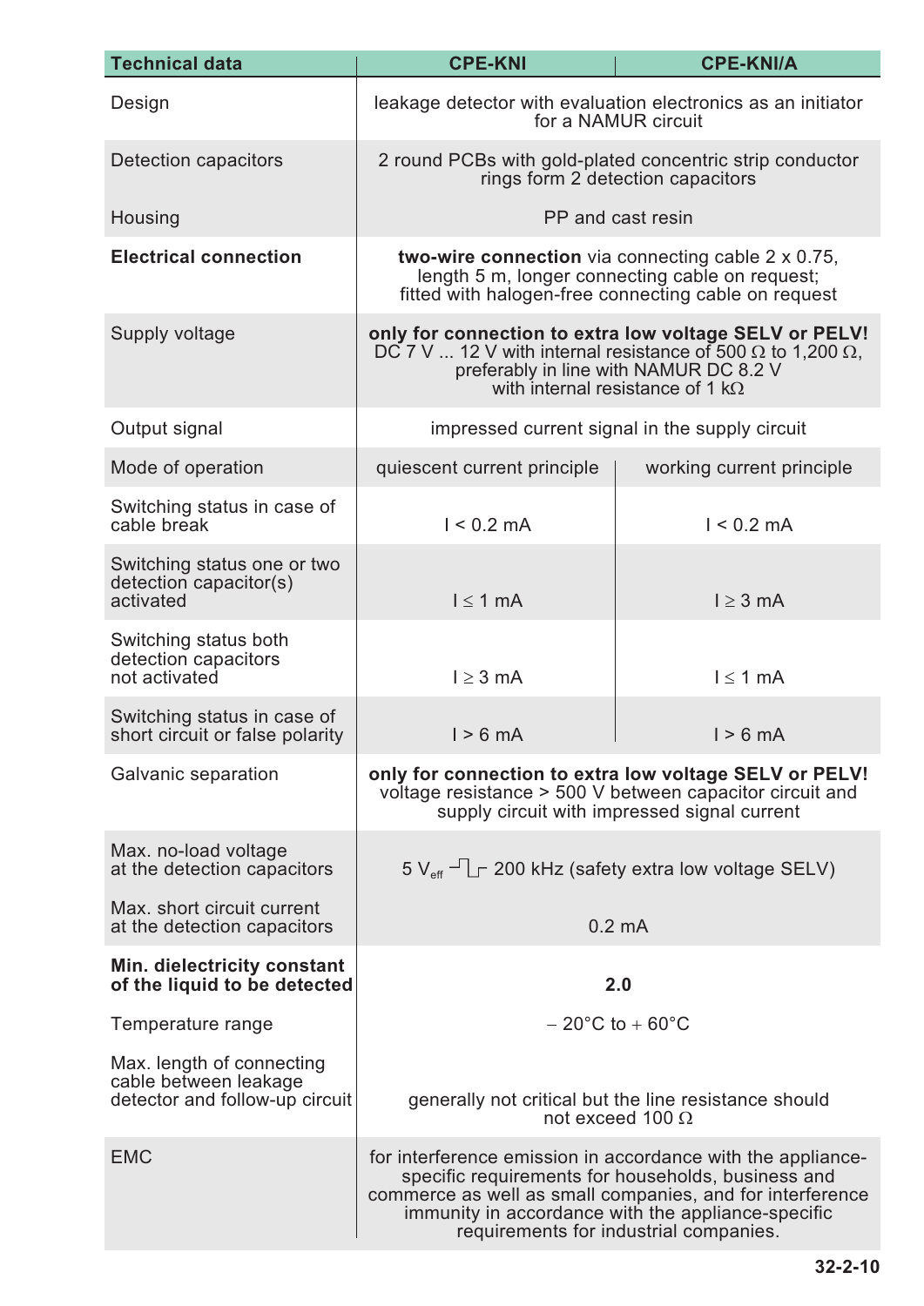| Technical data | CPE-KNI | CPE-KNI/A |
|---|---|---|
| Design | leakage detector with evaluation electronics as an initiator for a NAMUR circuit | |
| Detection capacitors | 2 round PCBs with gold-plated concentric strip conductor rings form 2 detection capacitors | |
| Housing | PP and cast resin | |
| **Electrical connection** | **two-wire connection** via connecting cable 2 x 0.75, length 5 m, longer connecting cable on request; fitted with halogen-free connecting cable on request | |
| Supply voltage | **only for connection to extra low voltage SELV or PELV!** DC 7 V ... 12 V with internal resistance of 500 Ω to 1,200 Ω, preferably in line with NAMUR DC 8.2 V with internal resistance of 1 kΩ | |
| Output signal | impressed current signal in the supply circuit | |
| Mode of operation | quiescent current principle | working current principle |
| Switching status in case of cable break | I < 0.2 mA | I < 0.2 mA |
| Switching status one or two detection capacitor(s) activated | I ≤ 1 mA | I ≥ 3 mA |
| Switching status both detection capacitors not activated | I ≥ 3 mA | I ≤ 1 mA |
| Switching status in case of short circuit or false polarity | I > 6 mA | I > 6 mA |
| Galvanic separation | **only for connection to extra low voltage SELV or PELV!** voltage resistance > 500 V between capacitor circuit and supply circuit with impressed signal current | |
| Max. no-load voltage at the detection capacitors | 5 $V_{eff}$ ⊓⊔ 200 kHz (safety extra low voltage SELV) | |
| Max. short circuit current at the detection capacitors | 0.2 mA | |
| **Min. dielectricity constant of the liquid to be detected** | **2.0** | |
| Temperature range | − 20°C to + 60°C | |
| Max. length of connecting cable between leakage detector and follow-up circuit | generally not critical but the line resistance should not exceed 100 Ω | |
| EMC | for interference emission in accordance with the appliance-specific requirements for households, business and commerce as well as small companies, and for interference immunity in accordance with the appliance-specific requirements for industrial companies. | |

32-2-10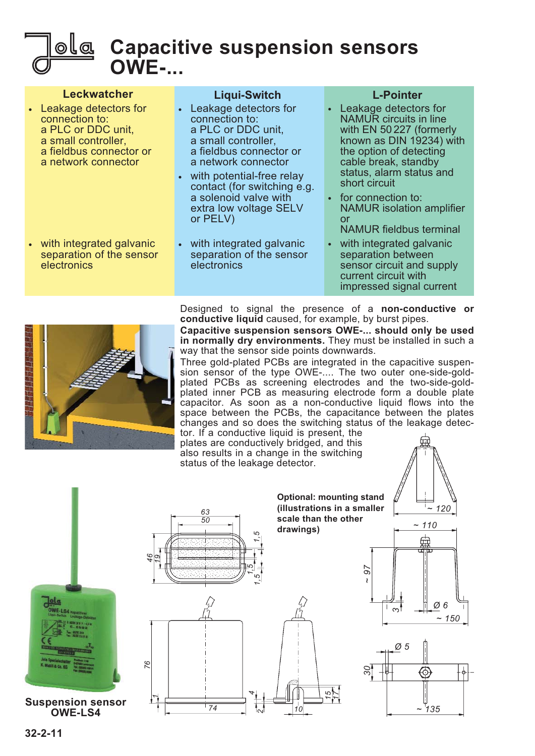# Capacitive suspension sensors OWE-...

| Leckwatcher | Liqui-Switch | L-Pointer |
|---|---|---|
| • Leakage detectors for connection to: a PLC or DDC unit, a small controller, a fieldbus connector or a network connector | • Leakage detectors for connection to: a PLC or DDC unit, a small controller, a fieldbus connector or a network connector<br>• with potential-free relay contact (for switching e.g. a solenoid valve with extra low voltage SELV or PELV) | • Leakage detectors for NAMUR circuits in line with EN 50 227 (formerly known as DIN 19234) with the option of detecting cable break, standby status, alarm status and short circuit<br>• for connection to: NAMUR isolation amplifier or NAMUR fieldbus terminal |
| • with integrated galvanic separation of the sensor electronics | • with integrated galvanic separation of the sensor electronics | • with integrated galvanic separation between sensor circuit and supply current circuit with impressed signal current |

Designed to signal the presence of a **non-conductive or conductive liquid** caused, for example, by burst pipes.

**Capacitive suspension sensors OWE-... should only be used in normally dry environments.** They must be installed in such a way that the sensor side points downwards.

Three gold-plated PCBs are integrated in the capacitive suspension sensor of the type OWE-.... The two outer one-side-gold-plated PCBs as screening electrodes and the two-side-gold-plated inner PCB as measuring electrode form a double plate capacitor. As soon as a non-conductive liquid flows into the space between the PCBs, the capacitance between the plates changes and so does the switching status of the leakage detector. If a conductive liquid is present, the plates are conductively bridged, and this also results in a change in the switching status of the leakage detector.

**Optional: mounting stand (illustrations in a smaller scale than the other drawings)**

**Suspension sensor OWE-LS4**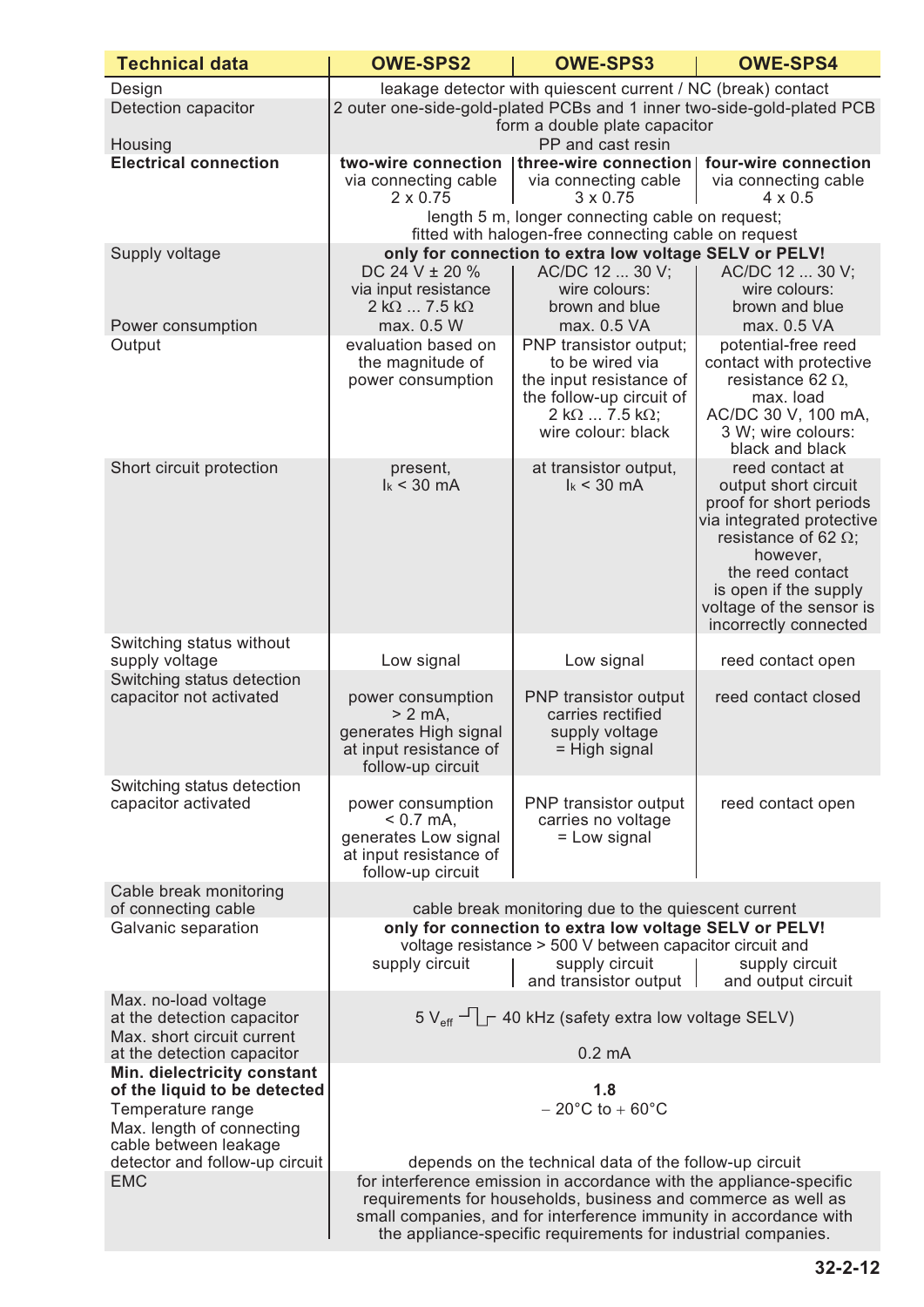| Technical data | OWE-SPS2 | OWE-SPS3 | OWE-SPS4 |
|---|---|---|---|
| Design | leakage detector with quiescent current / NC (break) contact | | |
| Detection capacitor | 2 outer one-side-gold-plated PCBs and 1 inner two-side-gold-plated PCB form a double plate capacitor | | |
| Housing | PP and cast resin | | |
| **Electrical connection** | **two-wire connection** via connecting cable 2 x 0.75 | **three-wire connection** via connecting cable 3 x 0.75 | **four-wire connection** via connecting cable 4 x 0.5 |
| | length 5 m, longer connecting cable on request; fitted with halogen-free connecting cable on request | | |
| Supply voltage | **only for connection to extra low voltage SELV or PELV!** | | |
| | DC 24 V ± 20 % via input resistance 2 kΩ ... 7.5 kΩ | AC/DC 12 ... 30 V; wire colours: brown and blue | AC/DC 12 ... 30 V; wire colours: brown and blue |
| Power consumption | max. 0.5 W | max. 0.5 VA | max. 0.5 VA |
| Output | evaluation based on the magnitude of power consumption | PNP transistor output; to be wired via the input resistance of the follow-up circuit of 2 kΩ ... 7.5 kΩ; wire colour: black | potential-free reed contact with protective resistance 62 Ω, max. load AC/DC 30 V, 100 mA, 3 W; wire colours: black and black |
| Short circuit protection | present, $I_k$ < 30 mA | at transistor output, $I_k$ < 30 mA | reed contact at output short circuit proof for short periods via integrated protective resistance of 62 Ω; however, the reed contact is open if the supply voltage of the sensor is incorrectly connected |
| Switching status without supply voltage | Low signal | Low signal | reed contact open |
| Switching status detection capacitor not activated | power consumption > 2 mA, generates High signal at input resistance of follow-up circuit | PNP transistor output carries rectified supply voltage = High signal | reed contact closed |
| Switching status detection capacitor activated | power consumption < 0.7 mA, generates Low signal at input resistance of follow-up circuit | PNP transistor output carries no voltage = Low signal | reed contact open |
| Cable break monitoring of connecting cable | cable break monitoring due to the quiescent current | | |
| Galvanic separation | **only for connection to extra low voltage SELV or PELV!** voltage resistance > 500 V between capacitor circuit and | | |
| | supply circuit | supply circuit and transistor output | supply circuit and output circuit |
| Max. no-load voltage at the detection capacitor | 5 $V_{eff}$ ⌐⌙ 40 kHz (safety extra low voltage SELV) | | |
| Max. short circuit current at the detection capacitor | 0.2 mA | | |
| **Min. dielectricity constant of the liquid to be detected** | **1.8** | | |
| Temperature range | − 20°C to + 60°C | | |
| Max. length of connecting cable between leakage detector and follow-up circuit | depends on the technical data of the follow-up circuit | | |
| EMC | for interference emission in accordance with the appliance-specific requirements for households, business and commerce as well as small companies, and for interference immunity in accordance with the appliance-specific requirements for industrial companies. | | |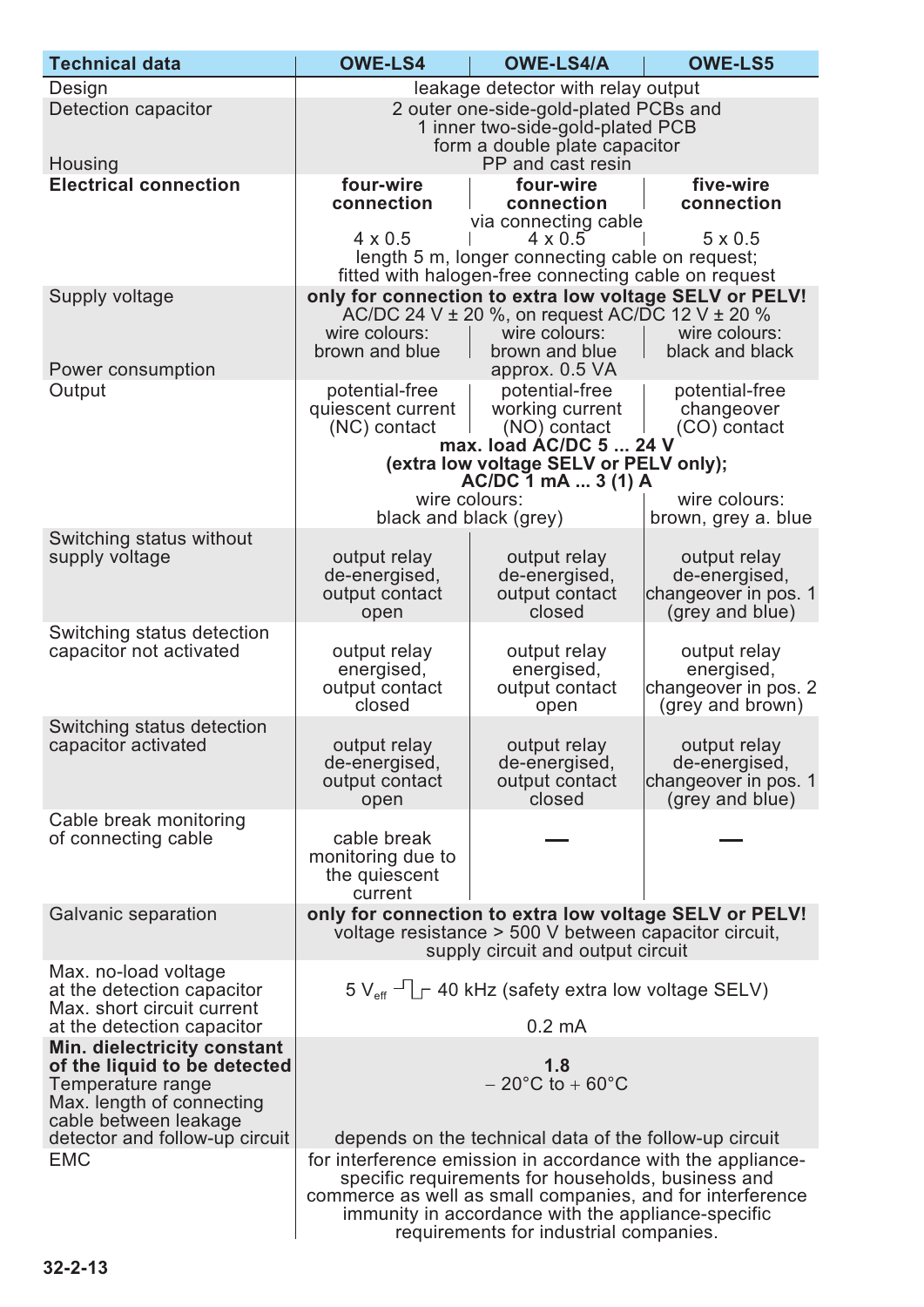| Technical data | OWE-LS4 | OWE-LS4/A | OWE-LS5 |
|---|---|---|---|
| Design | leakage detector with relay output | | |
| Detection capacitor | 2 outer one-side-gold-plated PCBs and 1 inner two-side-gold-plated PCB form a double plate capacitor | | |
| Housing | PP and cast resin | | |
| **Electrical connection** | **four-wire connection** 4 x 0.5 | **four-wire connection** via connecting cable 4 x 0.5 | **five-wire connection** 5 x 0.5 |
| | length 5 m, longer connecting cable on request; fitted with halogen-free connecting cable on request | | |
| Supply voltage | **only for connection to extra low voltage SELV or PELV!** AC/DC 24 V ± 20 %, on request AC/DC 12 V ± 20 % | | |
| | wire colours: brown and blue | wire colours: brown and blue | wire colours: black and black |
| Power consumption | approx. 0.5 VA | | |
| Output | potential-free quiescent current (NC) contact | potential-free working current (NO) contact | potential-free changeover (CO) contact |
| | **max. load AC/DC 5 ... 24 V (extra low voltage SELV or PELV only); AC/DC 1 mA ... 3 (1) A** | | |
| | wire colours: black and black (grey) | | wire colours: brown, grey a. blue |
| Switching status without supply voltage | output relay de-energised, output contact open | output relay de-energised, output contact closed | output relay de-energised, changeover in pos. 1 (grey and blue) |
| Switching status detection capacitor not activated | output relay energised, output contact closed | output relay energised, output contact open | output relay energised, changeover in pos. 2 (grey and brown) |
| Switching status detection capacitor activated | output relay de-energised, output contact open | output relay de-energised, output contact closed | output relay de-energised, changeover in pos. 1 (grey and blue) |
| Cable break monitoring of connecting cable | cable break monitoring due to the quiescent current | — | — |
| Galvanic separation | **only for connection to extra low voltage SELV or PELV!** voltage resistance > 500 V between capacitor circuit, supply circuit and output circuit | | |
| Max. no-load voltage at the detection capacitor | 5 $V_{eff}$ ⎍ 40 kHz (safety extra low voltage SELV) | | |
| Max. short circuit current at the detection capacitor | 0.2 mA | | |
| **Min. dielectricity constant of the liquid to be detected** | **1.8** | | |
| Temperature range | − 20°C to + 60°C | | |
| Max. length of connecting cable between leakage detector and follow-up circuit | depends on the technical data of the follow-up circuit | | |
| EMC | for interference emission in accordance with the appliance-specific requirements for households, business and commerce as well as small companies, and for interference immunity in accordance with the appliance-specific requirements for industrial companies. | | |

32-2-13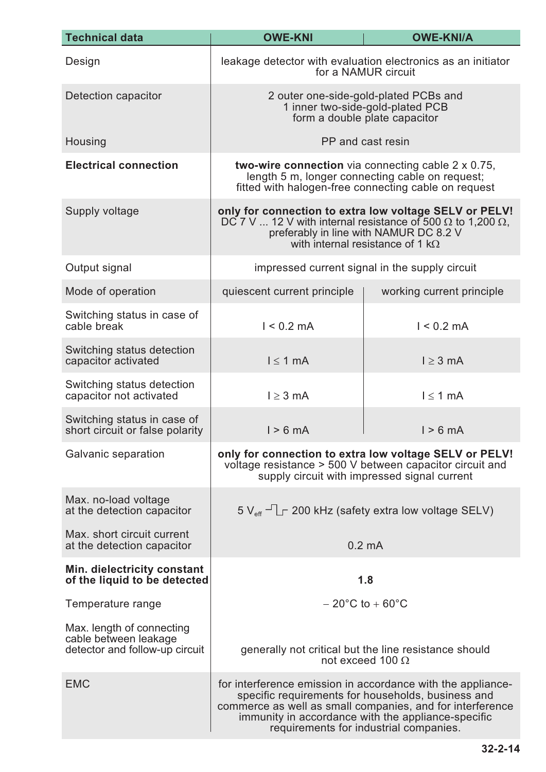| Technical data | OWE-KNI | OWE-KNI/A |
|---|---|---|
| Design | leakage detector with evaluation electronics as an initiator for a NAMUR circuit | |
| Detection capacitor | 2 outer one-side-gold-plated PCBs and 1 inner two-side-gold-plated PCB form a double plate capacitor | |
| Housing | PP and cast resin | |
| **Electrical connection** | **two-wire connection** via connecting cable 2 x 0.75, length 5 m, longer connecting cable on request; fitted with halogen-free connecting cable on request | |
| Supply voltage | **only for connection to extra low voltage SELV or PELV!** DC 7 V ... 12 V with internal resistance of 500 Ω to 1,200 Ω, preferably in line with NAMUR DC 8.2 V with internal resistance of 1 kΩ | |
| Output signal | impressed current signal in the supply circuit | |
| Mode of operation | quiescent current principle | working current principle |
| Switching status in case of cable break | I < 0.2 mA | I < 0.2 mA |
| Switching status detection capacitor activated | I ≤ 1 mA | I ≥ 3 mA |
| Switching status detection capacitor not activated | I ≥ 3 mA | I ≤ 1 mA |
| Switching status in case of short circuit or false polarity | I > 6 mA | I > 6 mA |
| Galvanic separation | **only for connection to extra low voltage SELV or PELV!** voltage resistance > 500 V between capacitor circuit and supply circuit with impressed signal current | |
| Max. no-load voltage at the detection capacitor | 5 $V_{eff}$ ⎍ 200 kHz (safety extra low voltage SELV) | |
| Max. short circuit current at the detection capacitor | 0.2 mA | |
| **Min. dielectricity constant of the liquid to be detected** | **1.8** | |
| Temperature range | − 20°C to + 60°C | |
| Max. length of connecting cable between leakage detector and follow-up circuit | generally not critical but the line resistance should not exceed 100 Ω | |
| EMC | for interference emission in accordance with the appliance-specific requirements for households, business and commerce as well as small companies, and for interference immunity in accordance with the appliance-specific requirements for industrial companies. | |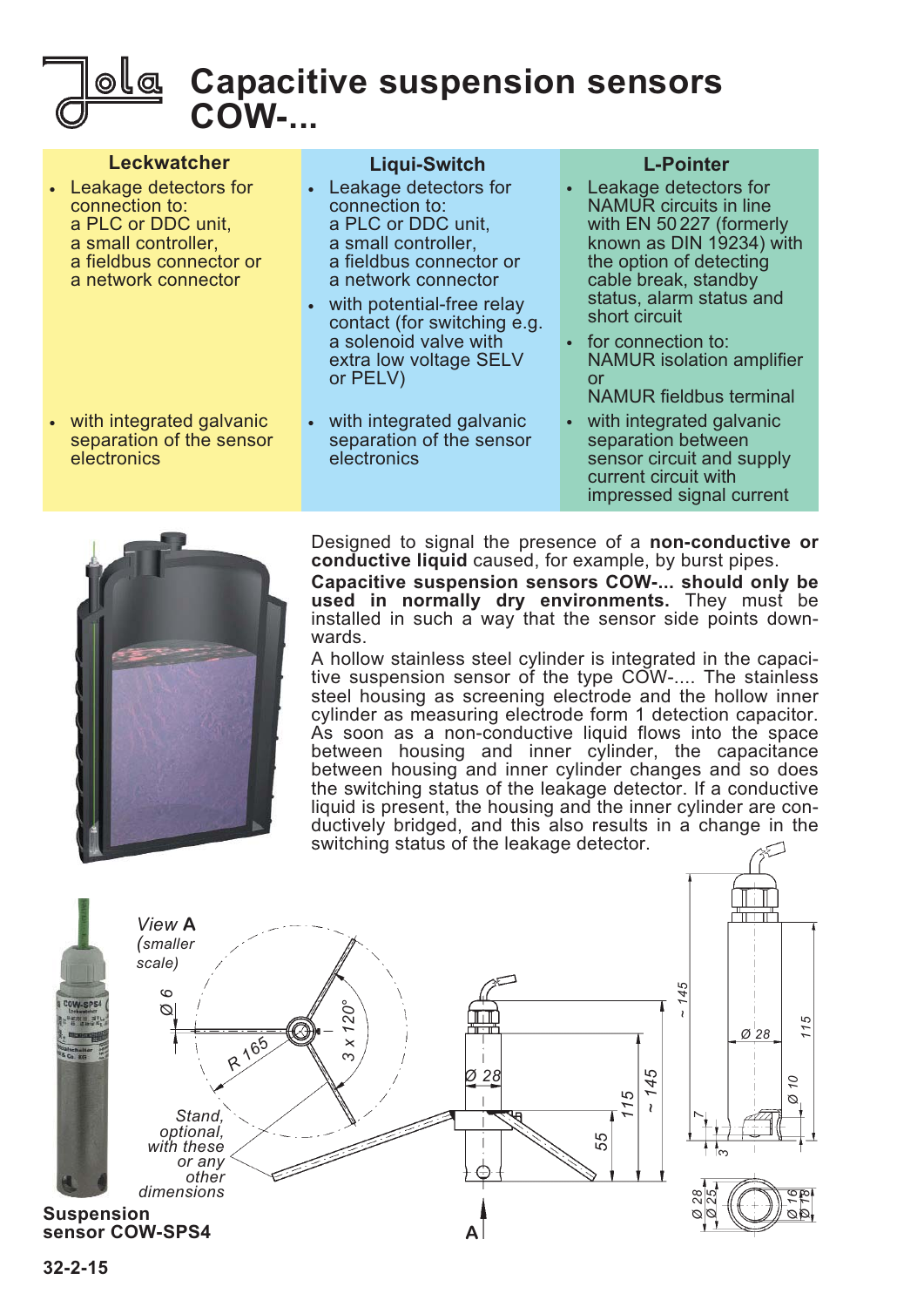# Capacitive suspension sensors COW-...

| Leckwatcher | Liqui-Switch | L-Pointer |
| --- | --- | --- |
| • Leakage detectors for connection to: a PLC or DDC unit, a small controller, a fieldbus connector or a network connector | • Leakage detectors for connection to: a PLC or DDC unit, a small controller, a fieldbus connector or a network connector<br>• with potential-free relay contact (for switching e.g. a solenoid valve with extra low voltage SELV or PELV) | • Leakage detectors for NAMUR circuits in line with EN 50 227 (formerly known as DIN 19234) with the option of detecting cable break, standby status, alarm status and short circuit<br>• for connection to: NAMUR isolation amplifier or NAMUR fieldbus terminal |
| • with integrated galvanic separation of the sensor electronics | • with integrated galvanic separation of the sensor electronics | • with integrated galvanic separation between sensor circuit and supply current circuit with impressed signal current |

Designed to signal the presence of a **non-conductive or conductive liquid** caused, for example, by burst pipes.

**Capacitive suspension sensors COW-... should only be used in normally dry environments.** They must be installed in such a way that the sensor side points downwards.

A hollow stainless steel cylinder is integrated in the capacitive suspension sensor of the type COW-.... The stainless steel housing as screening electrode and the hollow inner cylinder as measuring electrode form 1 detection capacitor. As soon as a non-conductive liquid flows into the space between housing and inner cylinder, the capacitance between housing and inner cylinder changes and so does the switching status of the leakage detector. If a conductive liquid is present, the housing and the inner cylinder are conductively bridged, and this also results in a change in the switching status of the leakage detector.

**Suspension sensor COW-SPS4**

*View* **A** *(smaller scale)*

*Stand, optional, with these or any other dimensions*

Ø 6, R 165, 3 x 120°, Ø 28, 115, ~ 145, 55, A, ~ 145, Ø 28, 115, Ø 10, 7, 3, Ø 28, Ø 25, Ø 16, Ø 18

32-2-15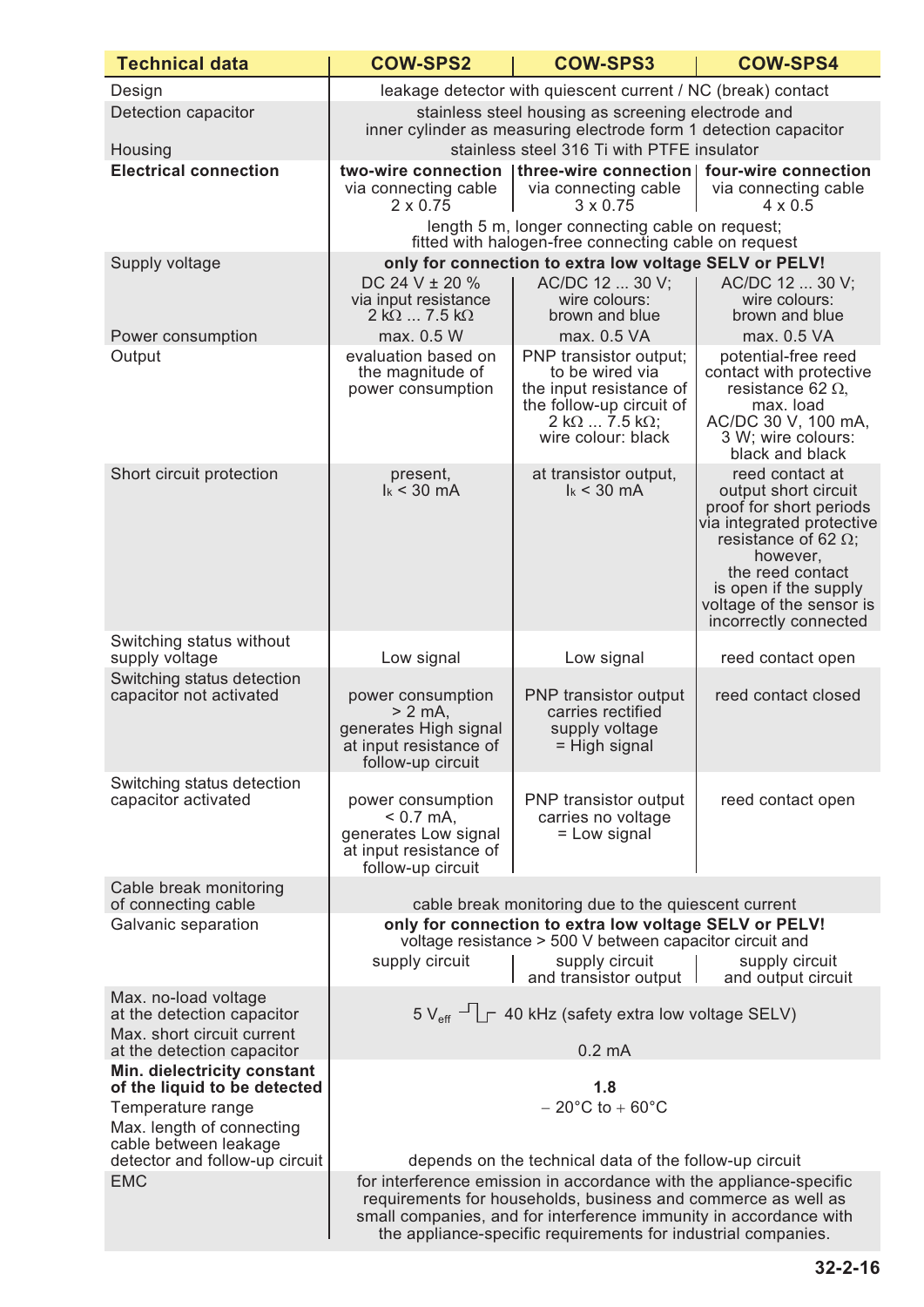| **Technical data** | **COW-SPS2** | **COW-SPS3** | **COW-SPS4** |
|---|---|---|---|
| Design | leakage detector with quiescent current / NC (break) contact | | |
| Detection capacitor | stainless steel housing as screening electrode and inner cylinder as measuring electrode form 1 detection capacitor | | |
| Housing | stainless steel 316 Ti with PTFE insulator | | |
| **Electrical connection** | **two-wire connection** via connecting cable 2 x 0.75 | **three-wire connection** via connecting cable 3 x 0.75 | **four-wire connection** via connecting cable 4 x 0.5 |
| | length 5 m, longer connecting cable on request; fitted with halogen-free connecting cable on request | | |
| Supply voltage | **only for connection to extra low voltage SELV or PELV!** | | |
| | DC 24 V ± 20 % via input resistance 2 kΩ ... 7.5 kΩ | AC/DC 12 ... 30 V; wire colours: brown and blue | AC/DC 12 ... 30 V; wire colours: brown and blue |
| Power consumption | max. 0.5 W | max. 0.5 VA | max. 0.5 VA |
| Output | evaluation based on the magnitude of power consumption | PNP transistor output; to be wired via the input resistance of the follow-up circuit of 2 kΩ ... 7.5 kΩ; wire colour: black | potential-free reed contact with protective resistance 62 Ω, max. load AC/DC 30 V, 100 mA, 3 W; wire colours: black and black |
| Short circuit protection | present, $I_k$ < 30 mA | at transistor output, $I_k$ < 30 mA | reed contact at output short circuit proof for short periods via integrated protective resistance of 62 Ω; however, the reed contact is open if the supply voltage of the sensor is incorrectly connected |
| Switching status without supply voltage | Low signal | Low signal | reed contact open |
| Switching status detection capacitor not activated | power consumption > 2 mA, generates High signal at input resistance of follow-up circuit | PNP transistor output carries rectified supply voltage = High signal | reed contact closed |
| Switching status detection capacitor activated | power consumption < 0.7 mA, generates Low signal at input resistance of follow-up circuit | PNP transistor output carries no voltage = Low signal | reed contact open |
| Cable break monitoring of connecting cable | cable break monitoring due to the quiescent current | | |
| Galvanic separation | **only for connection to extra low voltage SELV or PELV!** voltage resistance > 500 V between capacitor circuit and | | |
| | supply circuit | supply circuit and transistor output | supply circuit and output circuit |
| Max. no-load voltage at the detection capacitor | $5\ V_{eff}$ ⎍ 40 kHz (safety extra low voltage SELV) | | |
| Max. short circuit current at the detection capacitor | 0.2 mA | | |
| **Min. dielectricity constant of the liquid to be detected** | **1.8** | | |
| Temperature range | − 20°C to + 60°C | | |
| Max. length of connecting cable between leakage detector and follow-up circuit | depends on the technical data of the follow-up circuit | | |
| EMC | for interference emission in accordance with the appliance-specific requirements for households, business and commerce as well as small companies, and for interference immunity in accordance with the appliance-specific requirements for industrial companies. | | |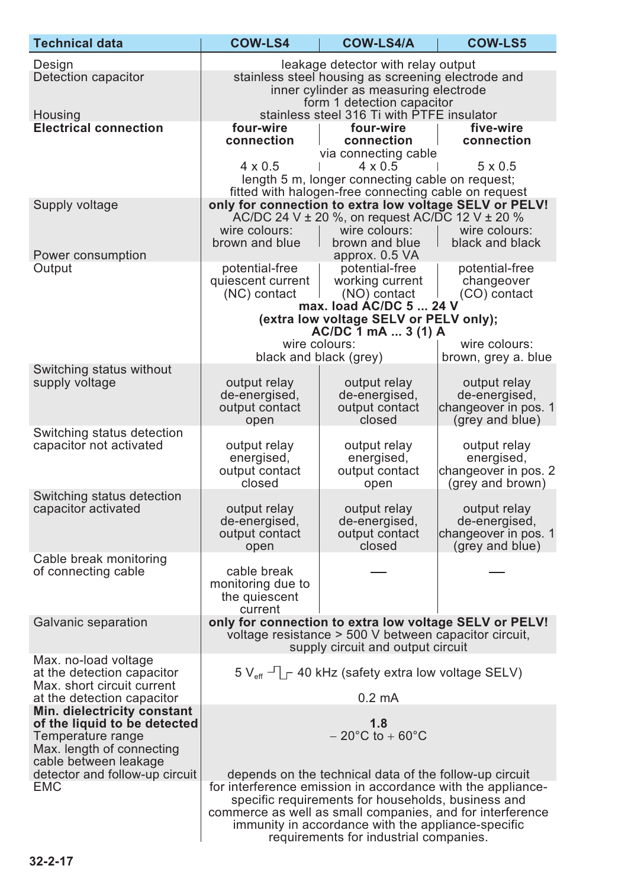| Technical data | COW-LS4 | COW-LS4/A | COW-LS5 |
|---|---|---|---|
| Design | leakage detector with relay output | | |
| Detection capacitor | stainless steel housing as screening electrode and inner cylinder as measuring electrode form 1 detection capacitor | | |
| Housing | stainless steel 316 Ti with PTFE insulator | | |
| **Electrical connection** | **four-wire connection** | **four-wire connection** | **five-wire connection** |
| | via connecting cable | | |
| | 4 x 0.5 | 4 x 0.5 | 5 x 0.5 |
| | length 5 m, longer connecting cable on request; fitted with halogen-free connecting cable on request | | |
| Supply voltage | **only for connection to extra low voltage SELV or PELV!** AC/DC 24 V ± 20 %, on request AC/DC 12 V ± 20 % | | |
| | wire colours: brown and blue | wire colours: brown and blue | wire colours: black and black |
| Power consumption | approx. 0.5 VA | | |
| Output | potential-free quiescent current (NC) contact | potential-free working current (NO) contact | potential-free changeover (CO) contact |
| | **max. load AC/DC 5 ... 24 V (extra low voltage SELV or PELV only); AC/DC 1 mA ... 3 (1) A** | | |
| | wire colours: black and black (grey) | | wire colours: brown, grey a. blue |
| Switching status without supply voltage | output relay de-energised, output contact open | output relay de-energised, output contact closed | output relay de-energised, changeover in pos. 1 (grey and blue) |
| Switching status detection capacitor not activated | output relay energised, output contact closed | output relay energised, output contact open | output relay energised, changeover in pos. 2 (grey and brown) |
| Switching status detection capacitor activated | output relay de-energised, output contact open | output relay de-energised, output contact closed | output relay de-energised, changeover in pos. 1 (grey and blue) |
| Cable break monitoring of connecting cable | cable break monitoring due to the quiescent current | — | — |
| Galvanic separation | **only for connection to extra low voltage SELV or PELV!** voltage resistance > 500 V between capacitor circuit, supply circuit and output circuit | | |
| Max. no-load voltage at the detection capacitor | $5\ V_{eff}$ ⎍ 40 kHz (safety extra low voltage SELV) | | |
| Max. short circuit current at the detection capacitor | 0.2 mA | | |
| **Min. dielectricity constant of the liquid to be detected** | **1.8** | | |
| Temperature range | − 20°C to + 60°C | | |
| Max. length of connecting cable between leakage detector and follow-up circuit | depends on the technical data of the follow-up circuit | | |
| EMC | for interference emission in accordance with the appliance-specific requirements for households, business and commerce as well as small companies, and for interference immunity in accordance with the appliance-specific requirements for industrial companies. | | |

32-2-17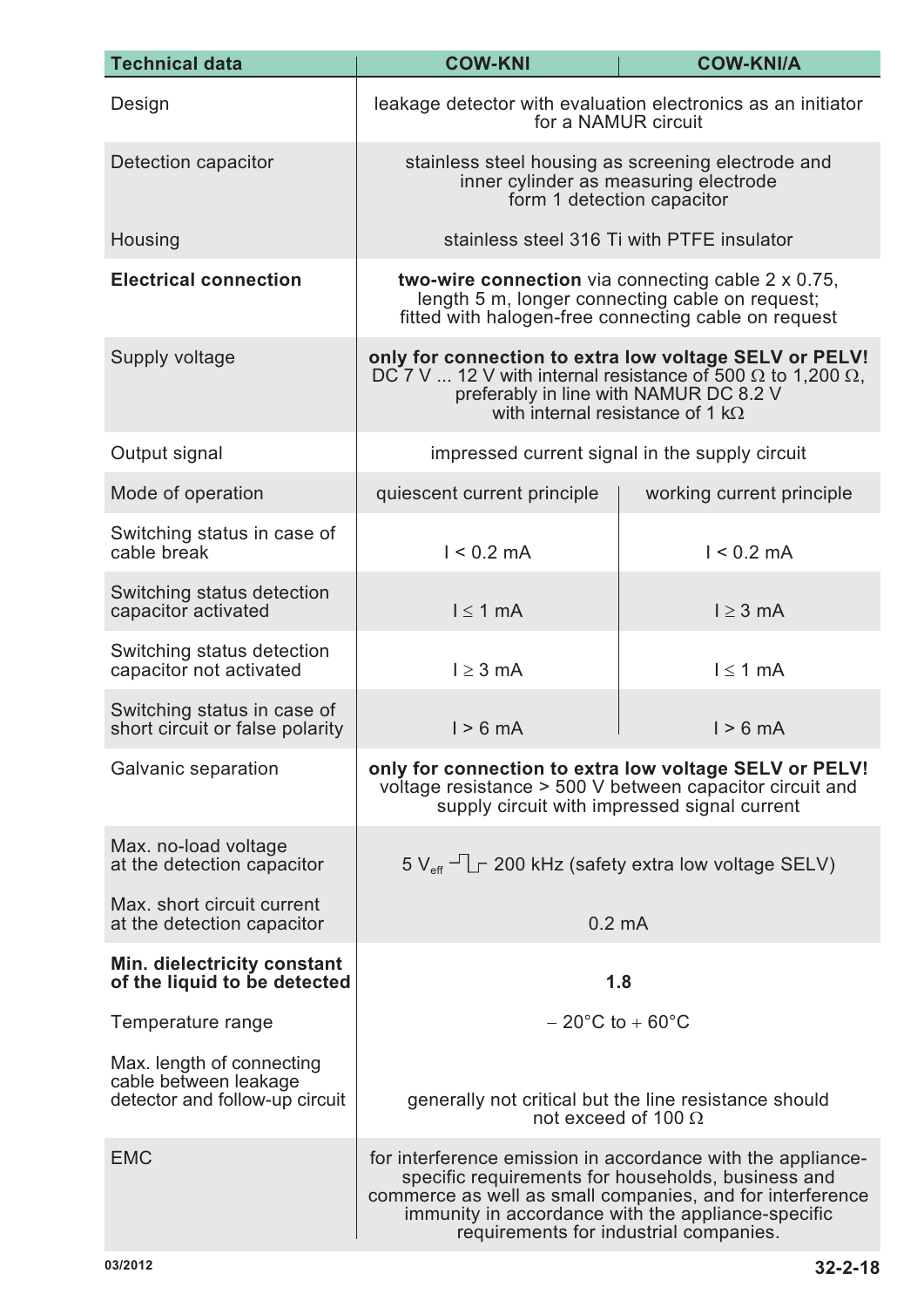| Technical data | COW-KNI | COW-KNI/A |
|---|---|---|
| Design | leakage detector with evaluation electronics as an initiator for a NAMUR circuit | |
| Detection capacitor | stainless steel housing as screening electrode and inner cylinder as measuring electrode form 1 detection capacitor | |
| Housing | stainless steel 316 Ti with PTFE insulator | |
| **Electrical connection** | **two-wire connection** via connecting cable 2 x 0.75, length 5 m, longer connecting cable on request; fitted with halogen-free connecting cable on request | |
| Supply voltage | **only for connection to extra low voltage SELV or PELV!** DC 7 V ... 12 V with internal resistance of 500 Ω to 1,200 Ω, preferably in line with NAMUR DC 8.2 V with internal resistance of 1 kΩ | |
| Output signal | impressed current signal in the supply circuit | |
| Mode of operation | quiescent current principle | working current principle |
| Switching status in case of cable break | I < 0.2 mA | I < 0.2 mA |
| Switching status detection capacitor activated | I ≤ 1 mA | I ≥ 3 mA |
| Switching status detection capacitor not activated | I ≥ 3 mA | I ≤ 1 mA |
| Switching status in case of short circuit or false polarity | I > 6 mA | I > 6 mA |
| Galvanic separation | **only for connection to extra low voltage SELV or PELV!** voltage resistance > 500 V between capacitor circuit and supply circuit with impressed signal current | |
| Max. no-load voltage at the detection capacitor | 5 $V_{eff}$ ⊓⊔ 200 kHz (safety extra low voltage SELV) | |
| Max. short circuit current at the detection capacitor | 0.2 mA | |
| **Min. dielectricity constant of the liquid to be detected** | **1.8** | |
| Temperature range | − 20°C to + 60°C | |
| Max. length of connecting cable between leakage detector and follow-up circuit | generally not critical but the line resistance should not exceed of 100 Ω | |
| EMC | for interference emission in accordance with the appliance-specific requirements for households, business and commerce as well as small companies, and for interference immunity in accordance with the appliance-specific requirements for industrial companies. | |

03/2012

32-2-18